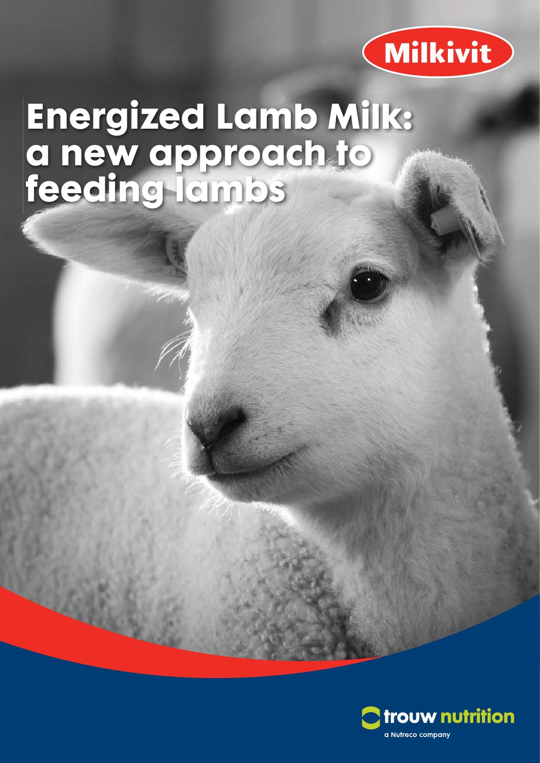Milkivit

# Energized Lamb Milk: a new approach to feeding lambs

trouw nutrition

a Nutreco company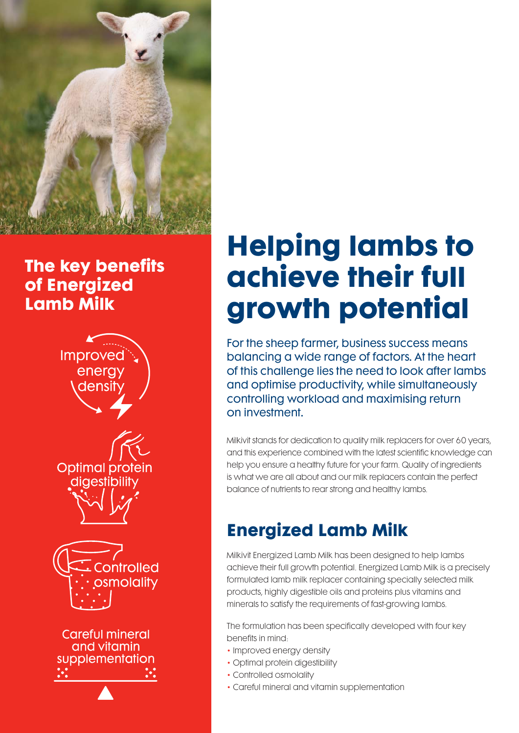## The key benefits of Energized Lamb Milk

Improved energy density

Optimal protein digestibility

Controlled osmolality

Careful mineral and vitamin supplementation

# Helping lambs to achieve their full growth potential

For the sheep farmer, business success means balancing a wide range of factors. At the heart of this challenge lies the need to look after lambs and optimise productivity, while simultaneously controlling workload and maximising return on investment.

Milkivit stands for dedication to quality milk replacers for over 60 years, and this experience combined with the latest scientific knowledge can help you ensure a healthy future for your farm. Quality of ingredients is what we are all about and our milk replacers contain the perfect balance of nutrients to rear strong and healthy lambs.

## Energized Lamb Milk

Milkivit Energized Lamb Milk has been designed to help lambs achieve their full growth potential. Energized Lamb Milk is a precisely formulated lamb milk replacer containing specially selected milk products, highly digestible oils and proteins plus vitamins and minerals to satisfy the requirements of fast-growing lambs.

The formulation has been specifically developed with four key benefits in mind:

- Improved energy density
- Optimal protein digestibility
- Controlled osmolality
- Careful mineral and vitamin supplementation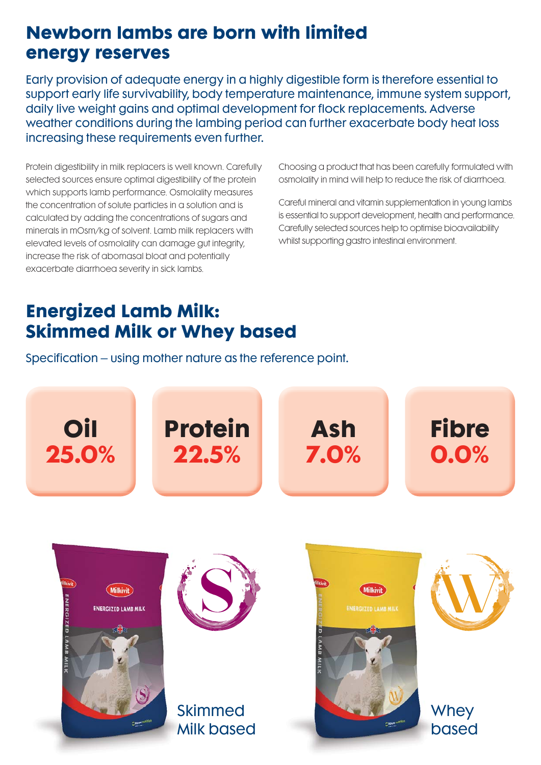# Newborn lambs are born with limited energy reserves

Early provision of adequate energy in a highly digestible form is therefore essential to support early life survivability, body temperature maintenance, immune system support, daily live weight gains and optimal development for flock replacements. Adverse weather conditions during the lambing period can further exacerbate body heat loss increasing these requirements even further.

Protein digestibility in milk replacers is well known. Carefully selected sources ensure optimal digestibility of the protein which supports lamb performance. Osmolality measures the concentration of solute particles in a solution and is calculated by adding the concentrations of sugars and minerals in mOsm/kg of solvent. Lamb milk replacers with elevated levels of osmolality can damage gut integrity, increase the risk of abomasal bloat and potentially exacerbate diarrhoea severity in sick lambs.

Choosing a product that has been carefully formulated with osmolality in mind will help to reduce the risk of diarrhoea.

Careful mineral and vitamin supplementation in young lambs is essential to support development, health and performance. Carefully selected sources help to optimise bioavailability whilst supporting gastro intestinal environment.

## Energized Lamb Milk: Skimmed Milk or Whey based

Specification – using mother nature as the reference point.

| Oil | Protein | Ash | Fibre |
|---|---|---|---|
| 25.0% | 22.5% | 7.0% | 0.0% |

Skimmed Milk based

Whey based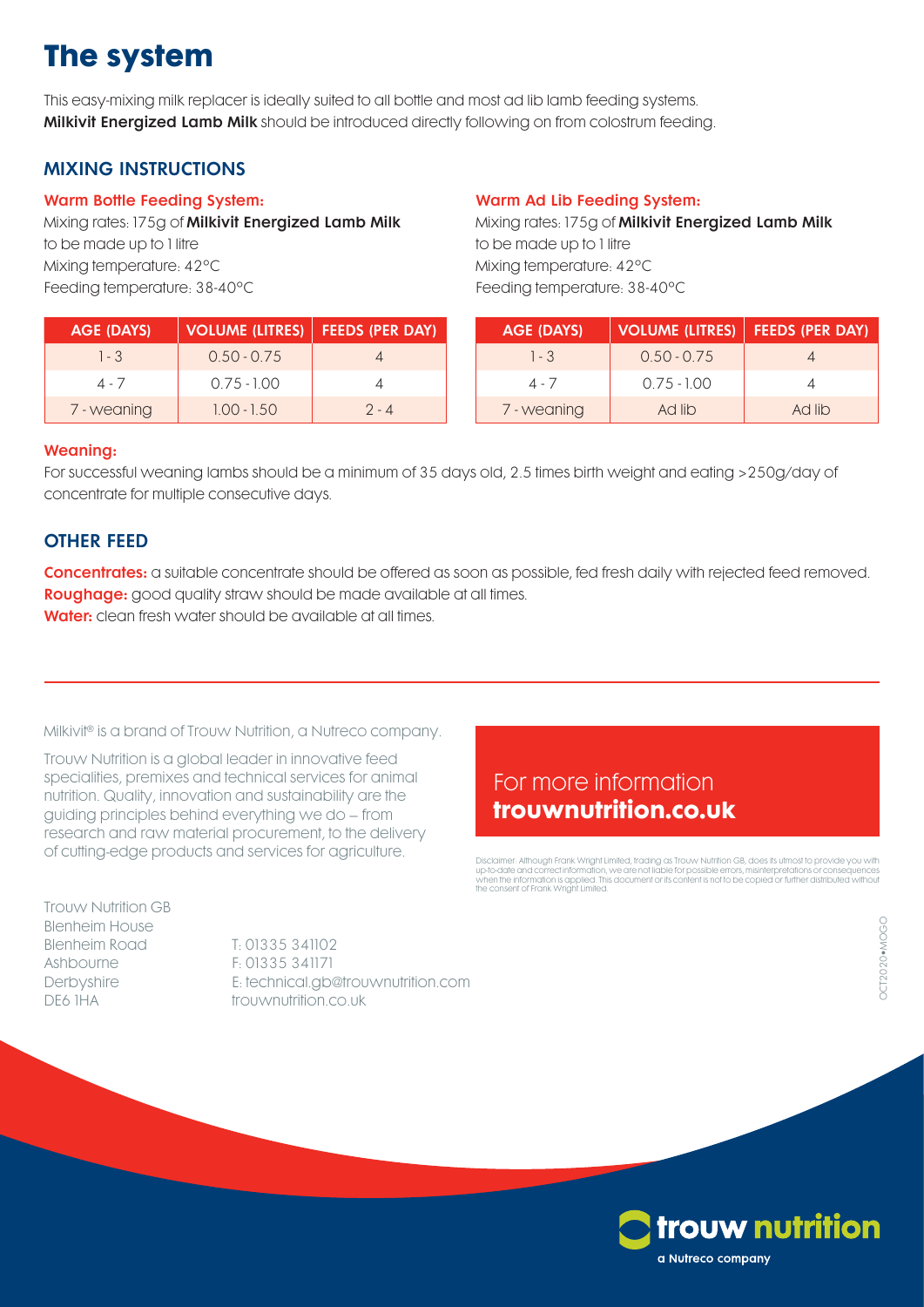# The system

This easy-mixing milk replacer is ideally suited to all bottle and most ad lib lamb feeding systems. **Milkivit Energized Lamb Milk** should be introduced directly following on from colostrum feeding.

## MIXING INSTRUCTIONS

### Warm Bottle Feeding System:

Mixing rates: 175g of **Milkivit Energized Lamb Milk** to be made up to 1 litre
Mixing temperature: 42°C
Feeding temperature: 38-40°C

| AGE (DAYS) | VOLUME (LITRES) | FEEDS (PER DAY) |
|---|---|---|
| 1 - 3 | 0.50 - 0.75 | 4 |
| 4 - 7 | 0.75 - 1.00 | 4 |
| 7 - weaning | 1.00 - 1.50 | 2 - 4 |

### Warm Ad Lib Feeding System:

Mixing rates: 175g of **Milkivit Energized Lamb Milk** to be made up to 1 litre
Mixing temperature: 42°C
Feeding temperature: 38-40°C

| AGE (DAYS) | VOLUME (LITRES) | FEEDS (PER DAY) |
|---|---|---|
| 1 - 3 | 0.50 - 0.75 | 4 |
| 4 - 7 | 0.75 - 1.00 | 4 |
| 7 - weaning | Ad lib | Ad lib |

### Weaning:

For successful weaning lambs should be a minimum of 35 days old, 2.5 times birth weight and eating >250g/day of concentrate for multiple consecutive days.

## OTHER FEED

**Concentrates:** a suitable concentrate should be offered as soon as possible, fed fresh daily with rejected feed removed.
**Roughage:** good quality straw should be made available at all times.
**Water:** clean fresh water should be available at all times.

Milkivit® is a brand of Trouw Nutrition, a Nutreco company.

Trouw Nutrition is a global leader in innovative feed specialities, premixes and technical services for animal nutrition. Quality, innovation and sustainability are the guiding principles behind everything we do – from research and raw material procurement, to the delivery of cutting-edge products and services for agriculture.

For more information
**trouwnutrition.co.uk**

Disclaimer: Although Frank Wright Limited, trading as Trouw Nutrition GB, does its utmost to provide you with up-to-date and correct information, we are not liable for possible errors, misinterpretations or consequences when the information is applied. This document or its content is not to be copied or further distributed without the consent of Frank Wright Limited

Trouw Nutrition GB
Blenheim House
Blenheim Road
Ashbourne
Derbyshire
DE6 1HA

T: 01335 341102
F: 01335 341171
E: technical.gb@trouwnutrition.com
trouwnutrition.co.uk

OCT2020•MOGO

trouw nutrition
a Nutreco company